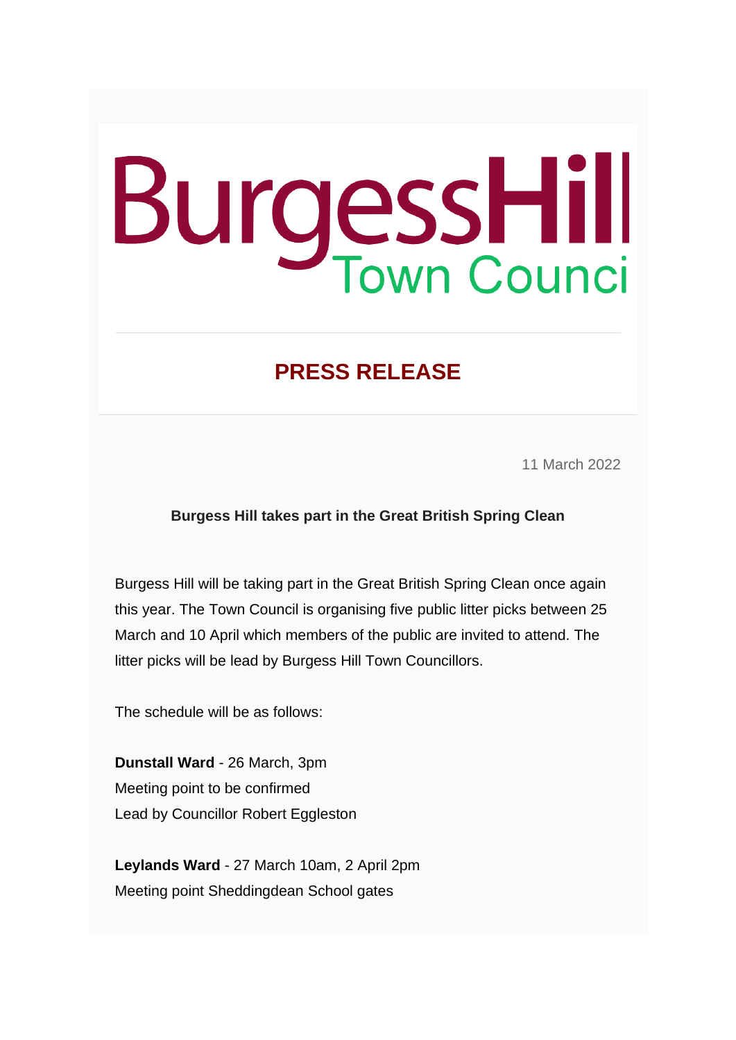BurgessHill Town Council

## PRESS RELEASE

11 March 2022

**Burgess Hill takes part in the Great British Spring Clean**

Burgess Hill will be taking part in the Great British Spring Clean once again this year. The Town Council is organising five public litter picks between 25 March and 10 April which members of the public are invited to attend. The litter picks will be lead by Burgess Hill Town Councillors.

The schedule will be as follows:

**Dunstall Ward** - 26 March, 3pm
Meeting point to be confirmed
Lead by Councillor Robert Eggleston

**Leylands Ward** - 27 March 10am, 2 April 2pm
Meeting point Sheddingdean School gates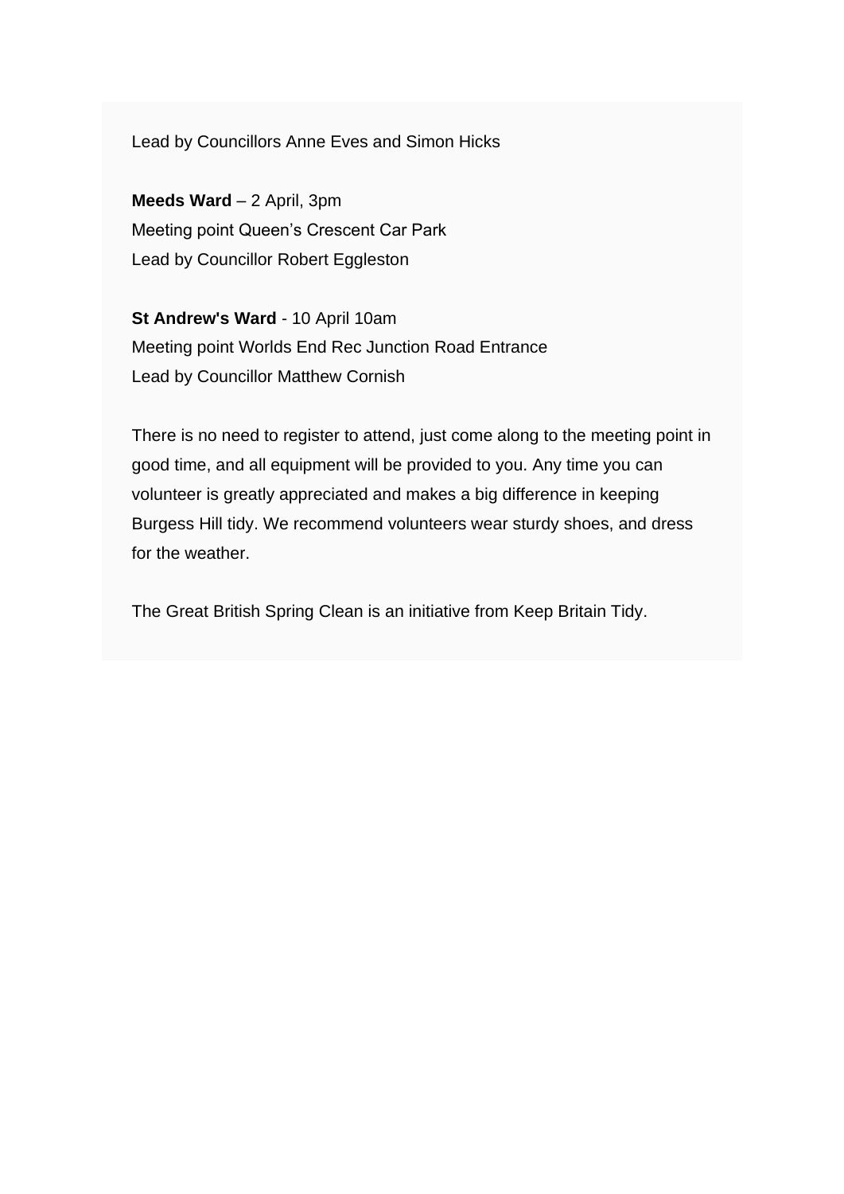Lead by Councillors Anne Eves and Simon Hicks

**Meeds Ward** – 2 April, 3pm
Meeting point Queen's Crescent Car Park
Lead by Councillor Robert Eggleston

**St Andrew's Ward** - 10 April 10am
Meeting point Worlds End Rec Junction Road Entrance
Lead by Councillor Matthew Cornish

There is no need to register to attend, just come along to the meeting point in good time, and all equipment will be provided to you. Any time you can volunteer is greatly appreciated and makes a big difference in keeping Burgess Hill tidy. We recommend volunteers wear sturdy shoes, and dress for the weather.

The Great British Spring Clean is an initiative from Keep Britain Tidy.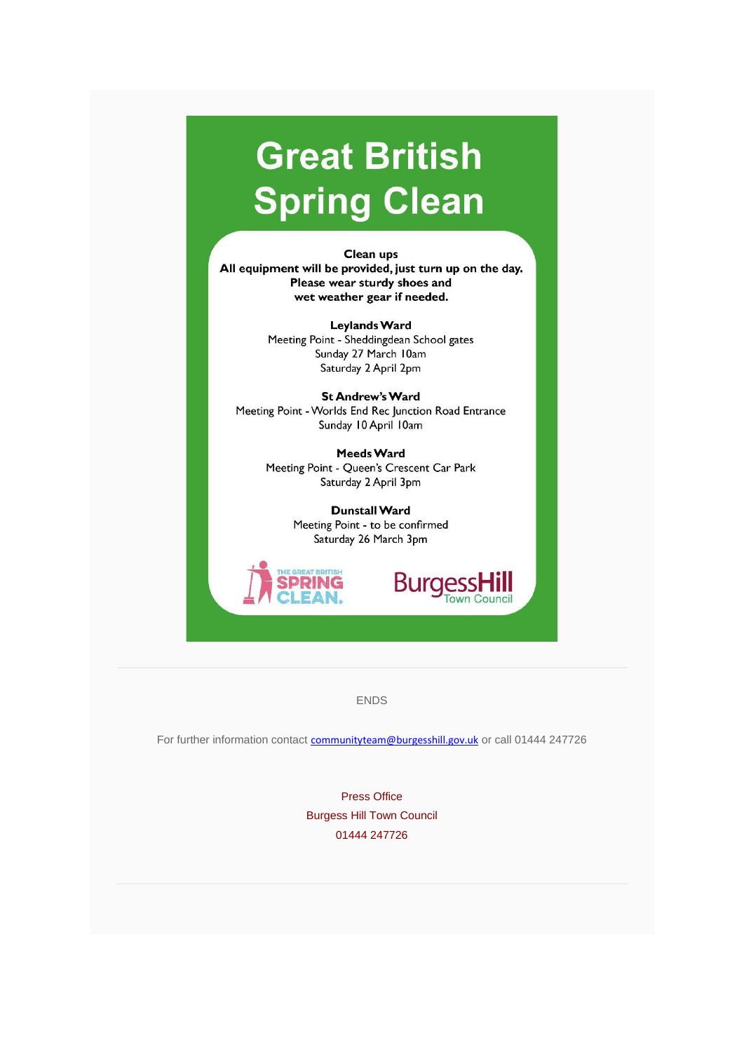# Great British Spring Clean

**Clean ups**
**All equipment will be provided, just turn up on the day.**
**Please wear sturdy shoes and**
**wet weather gear if needed.**

**Leylands Ward**
Meeting Point - Sheddingdean School gates
Sunday 27 March 10am
Saturday 2 April 2pm

**St Andrew's Ward**
Meeting Point - Worlds End Rec Junction Road Entrance
Sunday 10 April 10am

**Meeds Ward**
Meeting Point - Queen's Crescent Car Park
Saturday 2 April 3pm

**Dunstall Ward**
Meeting Point - to be confirmed
Saturday 26 March 3pm

THE GREAT BRITISH SPRING CLEAN.

BurgessHill Town Council

---

ENDS

For further information contact communityteam@burgesshill.gov.uk or call 01444 247726

Press Office
Burgess Hill Town Council
01444 247726